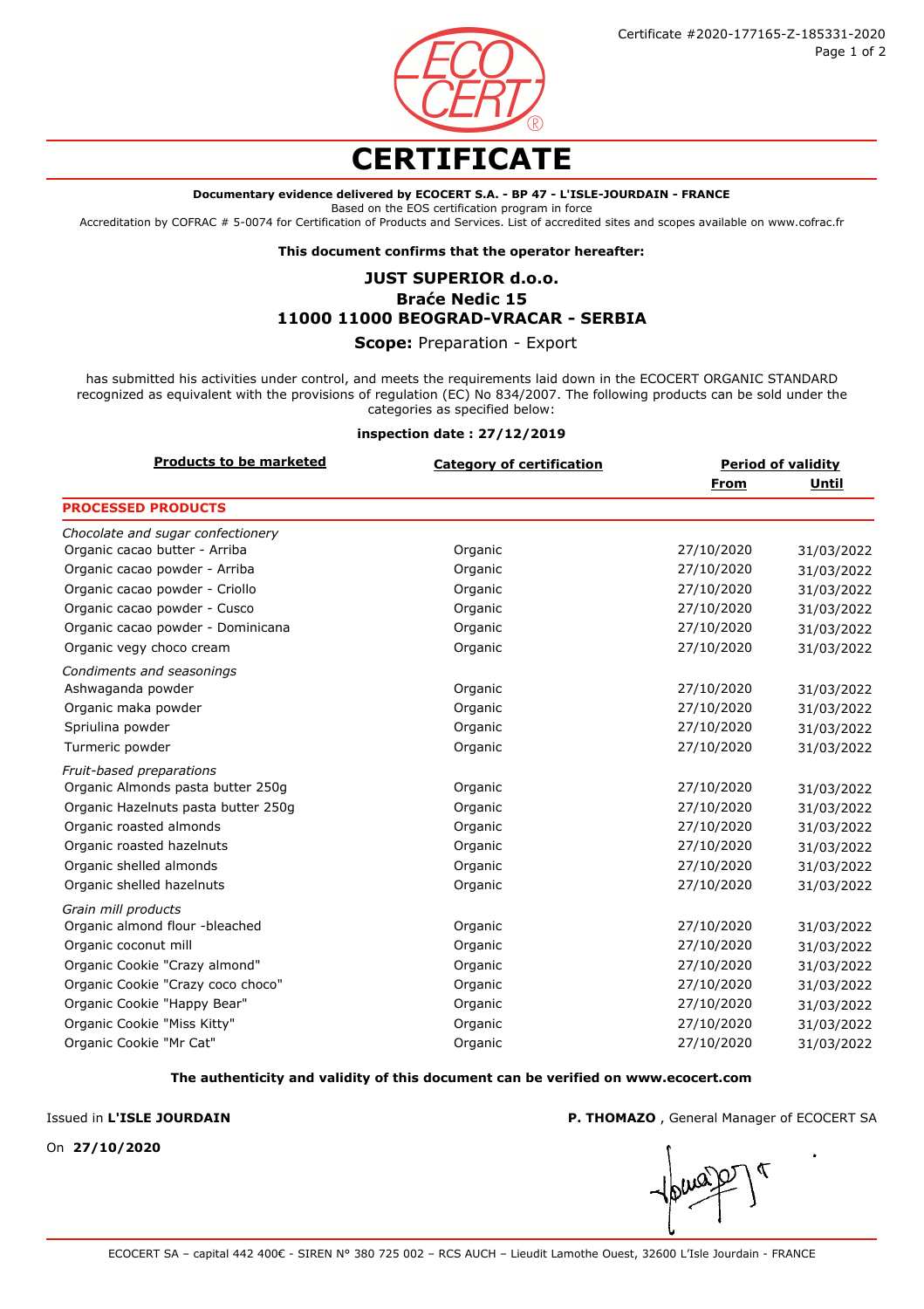Certificate #2020-177165-Z-185331-2020

# CERTIFICATE

**Documentary evidence delivered by ECOCERT S.A. - BP 47 - L'ISLE-JOURDAIN - FRANCE**
Based on the EOS certification program in force
Accreditation by COFRAC # 5-0074 for Certification of Products and Services. List of accredited sites and scopes available on www.cofrac.fr

**This document confirms that the operator hereafter:**

**JUST SUPERIOR d.o.o.**
**Braće Nedic 15**
**11000 11000 BEOGRAD-VRACAR - SERBIA**

**Scope:** Preparation - Export

has submitted his activities under control, and meets the requirements laid down in the ECOCERT ORGANIC STANDARD recognized as equivalent with the provisions of regulation (EC) No 834/2007. The following products can be sold under the categories as specified below:

**inspection date : 27/12/2019**

| Products to be marketed | Category of certification | Period of validity | |
|---|---|---|---|
| | | From | Until |
| **PROCESSED PRODUCTS** | | | |
| *Chocolate and sugar confectionery* | | | |
| Organic cacao butter - Arriba | Organic | 27/10/2020 | 31/03/2022 |
| Organic cacao powder - Arriba | Organic | 27/10/2020 | 31/03/2022 |
| Organic cacao powder - Criollo | Organic | 27/10/2020 | 31/03/2022 |
| Organic cacao powder - Cusco | Organic | 27/10/2020 | 31/03/2022 |
| Organic cacao powder - Dominicana | Organic | 27/10/2020 | 31/03/2022 |
| Organic vegy choco cream | Organic | 27/10/2020 | 31/03/2022 |
| *Condiments and seasonings* | | | |
| Ashwaganda powder | Organic | 27/10/2020 | 31/03/2022 |
| Organic maka powder | Organic | 27/10/2020 | 31/03/2022 |
| Spriulina powder | Organic | 27/10/2020 | 31/03/2022 |
| Turmeric powder | Organic | 27/10/2020 | 31/03/2022 |
| *Fruit-based preparations* | | | |
| Organic Almonds pasta butter 250g | Organic | 27/10/2020 | 31/03/2022 |
| Organic Hazelnuts pasta butter 250g | Organic | 27/10/2020 | 31/03/2022 |
| Organic roasted almonds | Organic | 27/10/2020 | 31/03/2022 |
| Organic roasted hazelnuts | Organic | 27/10/2020 | 31/03/2022 |
| Organic shelled almonds | Organic | 27/10/2020 | 31/03/2022 |
| Organic shelled hazelnuts | Organic | 27/10/2020 | 31/03/2022 |
| *Grain mill products* | | | |
| Organic almond flour -bleached | Organic | 27/10/2020 | 31/03/2022 |
| Organic coconut mill | Organic | 27/10/2020 | 31/03/2022 |
| Organic Cookie "Crazy almond" | Organic | 27/10/2020 | 31/03/2022 |
| Organic Cookie "Crazy coco choco" | Organic | 27/10/2020 | 31/03/2022 |
| Organic Cookie "Happy Bear" | Organic | 27/10/2020 | 31/03/2022 |
| Organic Cookie "Miss Kitty" | Organic | 27/10/2020 | 31/03/2022 |
| Organic Cookie "Mr Cat" | Organic | 27/10/2020 | 31/03/2022 |

**The authenticity and validity of this document can be verified on www.ecocert.com**

Issued in **L'ISLE JOURDAIN**

On **27/10/2020**

**P. THOMAZO** , General Manager of ECOCERT SA

ECOCERT SA – capital 442 400€ - SIREN N° 380 725 002 – RCS AUCH – Lieudit Lamothe Ouest, 32600 L'Isle Jourdain - FRANCE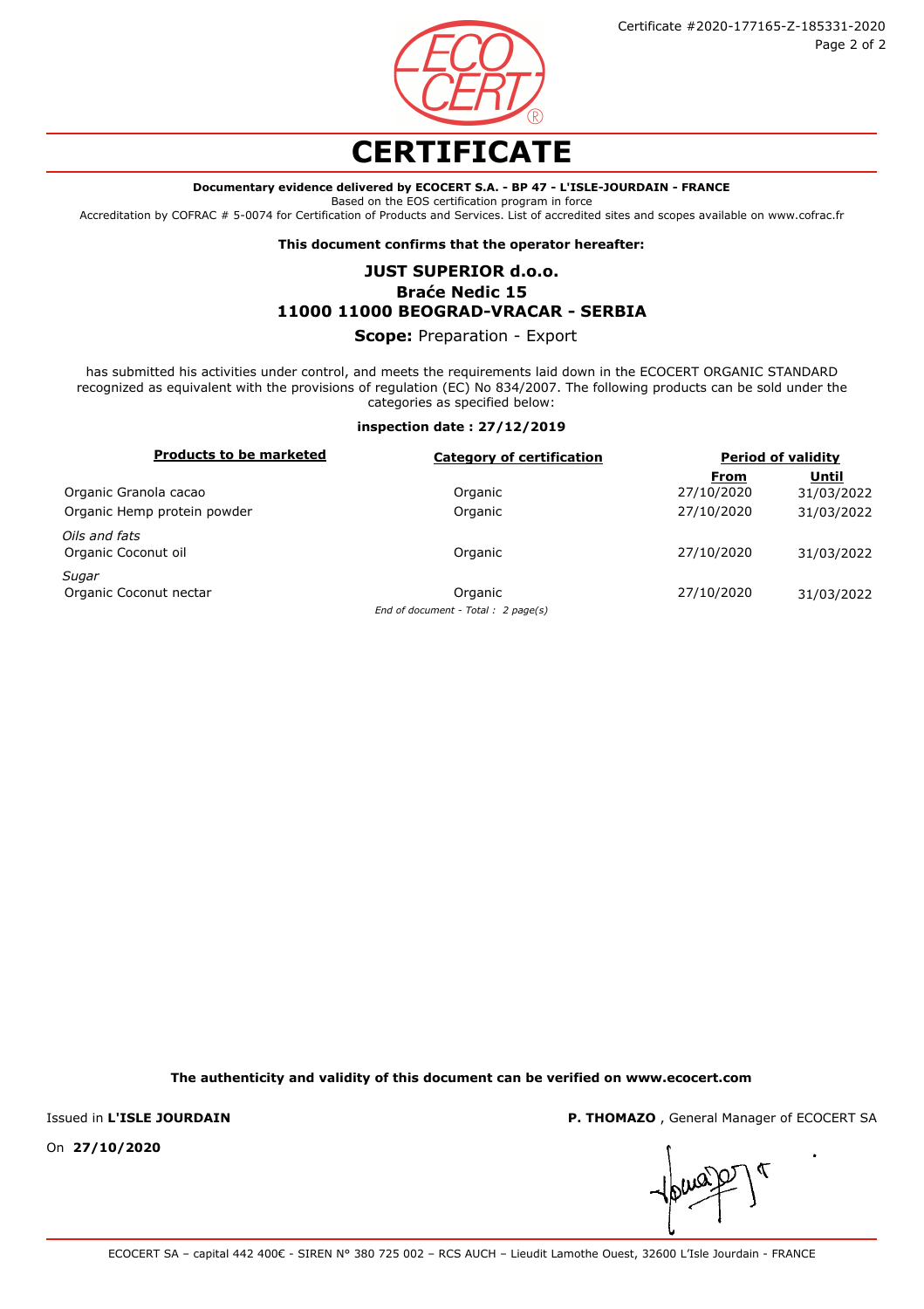Certificate #2020-177165-Z-185331-2020

# CERTIFICATE

**Documentary evidence delivered by ECOCERT S.A. - BP 47 - L'ISLE-JOURDAIN - FRANCE**
Based on the EOS certification program in force
Accreditation by COFRAC # 5-0074 for Certification of Products and Services. List of accredited sites and scopes available on www.cofrac.fr

**This document confirms that the operator hereafter:**

**JUST SUPERIOR d.o.o.**
**Braće Nedic 15**
**11000 11000 BEOGRAD-VRACAR - SERBIA**

**Scope:** Preparation - Export

has submitted his activities under control, and meets the requirements laid down in the ECOCERT ORGANIC STANDARD recognized as equivalent with the provisions of regulation (EC) No 834/2007. The following products can be sold under the categories as specified below:

**inspection date : 27/12/2019**

| Products to be marketed | Category of certification | Period of validity | |
|---|---|---|---|
| | | From | Until |
| Organic Granola cacao | Organic | 27/10/2020 | 31/03/2022 |
| Organic Hemp protein powder | Organic | 27/10/2020 | 31/03/2022 |
| *Oils and fats* | | | |
| Organic Coconut oil | Organic | 27/10/2020 | 31/03/2022 |
| *Sugar* | | | |
| Organic Coconut nectar | Organic | 27/10/2020 | 31/03/2022 |

*End of document - Total : 2 page(s)*

**The authenticity and validity of this document can be verified on www.ecocert.com**

Issued in **L'ISLE JOURDAIN**

On **27/10/2020**

**P. THOMAZO** , General Manager of ECOCERT SA

ECOCERT SA – capital 442 400€ - SIREN N° 380 725 002 – RCS AUCH – Lieudit Lamothe Ouest, 32600 L'Isle Jourdain - FRANCE